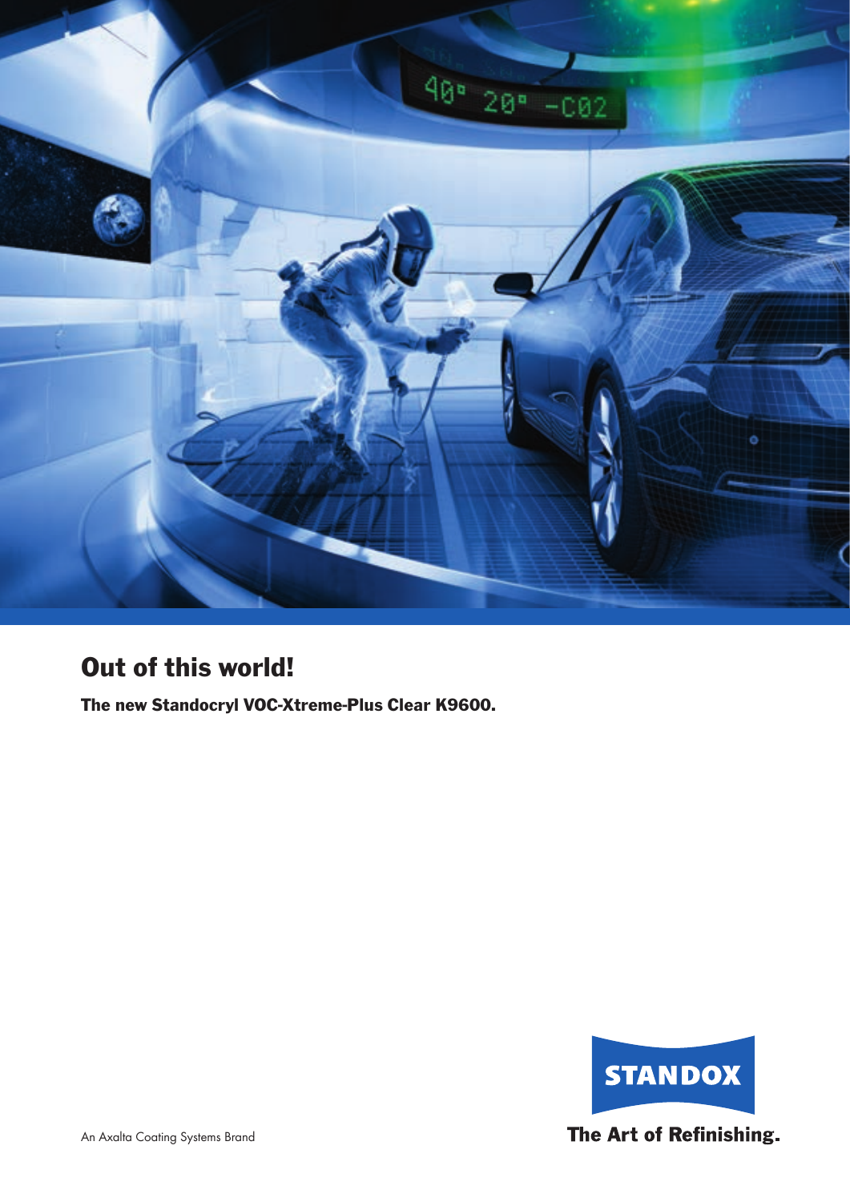# Out of this world!

**The new Standocryl VOC-Xtreme-Plus Clear K9600.**

An Axalta Coating Systems Brand

STANDOX

**The Art of Refinishing.**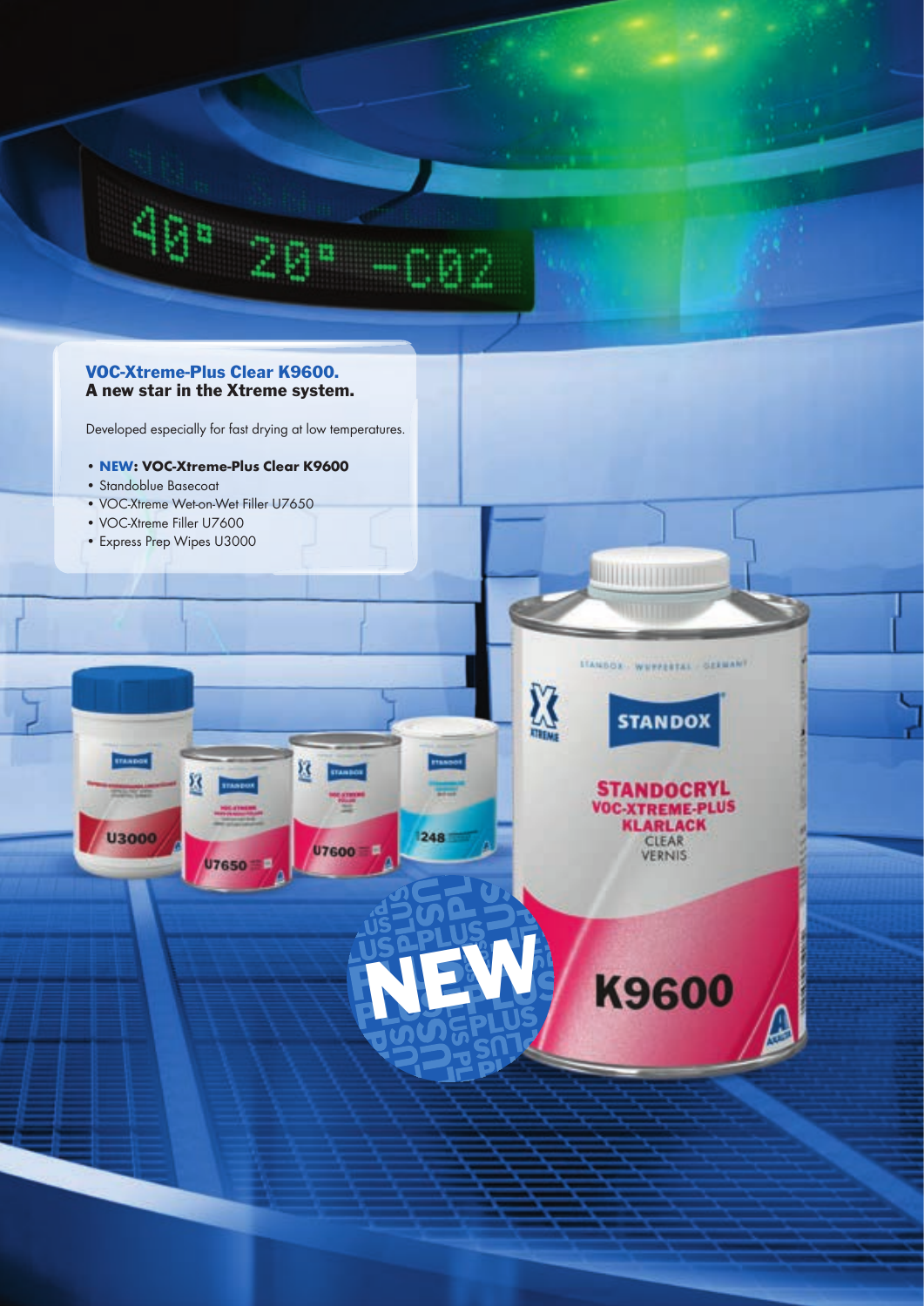## VOC-Xtreme-Plus Clear K9600.
**A new star in the Xtreme system.**

Developed especially for fast drying at low temperatures.

- **NEW: VOC-Xtreme-Plus Clear K9600**
- Standoblue Basecoat
- VOC-Xtreme Wet-on-Wet Filler U7650
- VOC-Xtreme Filler U7600
- Express Prep Wipes U3000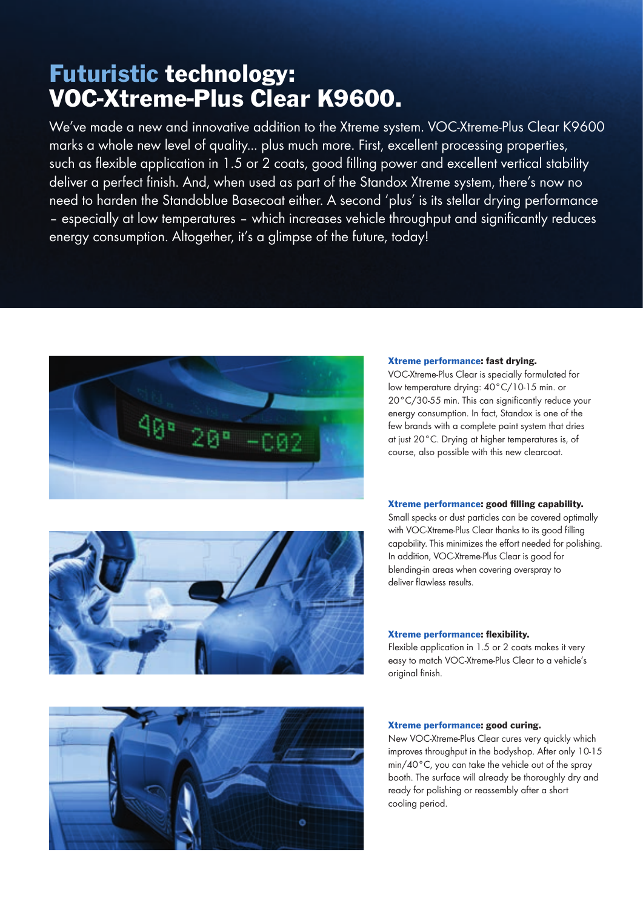# **Futuristic technology: VOC-Xtreme-Plus Clear K9600.**

We've made a new and innovative addition to the Xtreme system. VOC-Xtreme-Plus Clear K9600 marks a whole new level of quality... plus much more. First, excellent processing properties, such as flexible application in 1.5 or 2 coats, good filling power and excellent vertical stability deliver a perfect finish. And, when used as part of the Standox Xtreme system, there's now no need to harden the Standoblue Basecoat either. A second 'plus' is its stellar drying performance – especially at low temperatures – which increases vehicle throughput and significantly reduces energy consumption. Altogether, it's a glimpse of the future, today!

### **Xtreme performance: fast drying.**

VOC-Xtreme-Plus Clear is specially formulated for low temperature drying: 40°C/10-15 min. or 20°C/30-55 min. This can significantly reduce your energy consumption. In fact, Standox is one of the few brands with a complete paint system that dries at just 20°C. Drying at higher temperatures is, of course, also possible with this new clearcoat.

### **Xtreme performance: good filling capability.**

Small specks or dust particles can be covered optimally with VOC-Xtreme-Plus Clear thanks to its good filling capability. This minimizes the effort needed for polishing. In addition, VOC-Xtreme-Plus Clear is good for blending-in areas when covering overspray to deliver flawless results.

### **Xtreme performance: flexibility.**

Flexible application in 1.5 or 2 coats makes it very easy to match VOC-Xtreme-Plus Clear to a vehicle's original finish.

### **Xtreme performance: good curing.**

New VOC-Xtreme-Plus Clear cures very quickly which improves throughput in the bodyshop. After only 10-15 min/40°C, you can take the vehicle out of the spray booth. The surface will already be thoroughly dry and ready for polishing or reassembly after a short cooling period.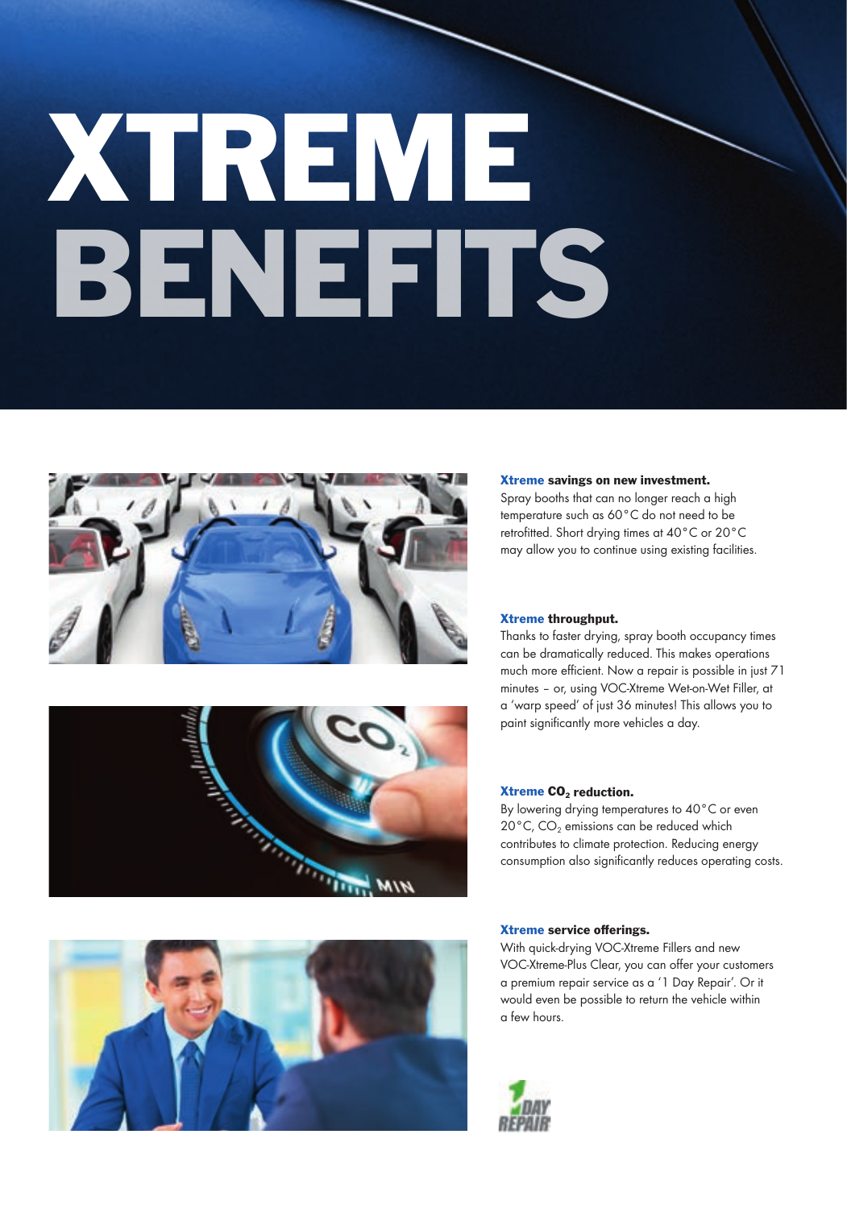# XTREME BENEFITS

**Xtreme savings on new investment.**
Spray booths that can no longer reach a high temperature such as 60°C do not need to be retrofitted. Short drying times at 40°C or 20°C may allow you to continue using existing facilities.

**Xtreme throughput.**
Thanks to faster drying, spray booth occupancy times can be dramatically reduced. This makes operations much more efficient. Now a repair is possible in just 71 minutes – or, using VOC-Xtreme Wet-on-Wet Filler, at a 'warp speed' of just 36 minutes! This allows you to paint significantly more vehicles a day.

**Xtreme $CO_2$ reduction.**
By lowering drying temperatures to 40°C or even 20°C, $CO_2$ emissions can be reduced which contributes to climate protection. Reducing energy consumption also significantly reduces operating costs.

**Xtreme service offerings.**
With quick-drying VOC-Xtreme Fillers and new VOC-Xtreme-Plus Clear, you can offer your customers a premium repair service as a '1 Day Repair'. Or it would even be possible to return the vehicle within a few hours.

1 DAY REPAIR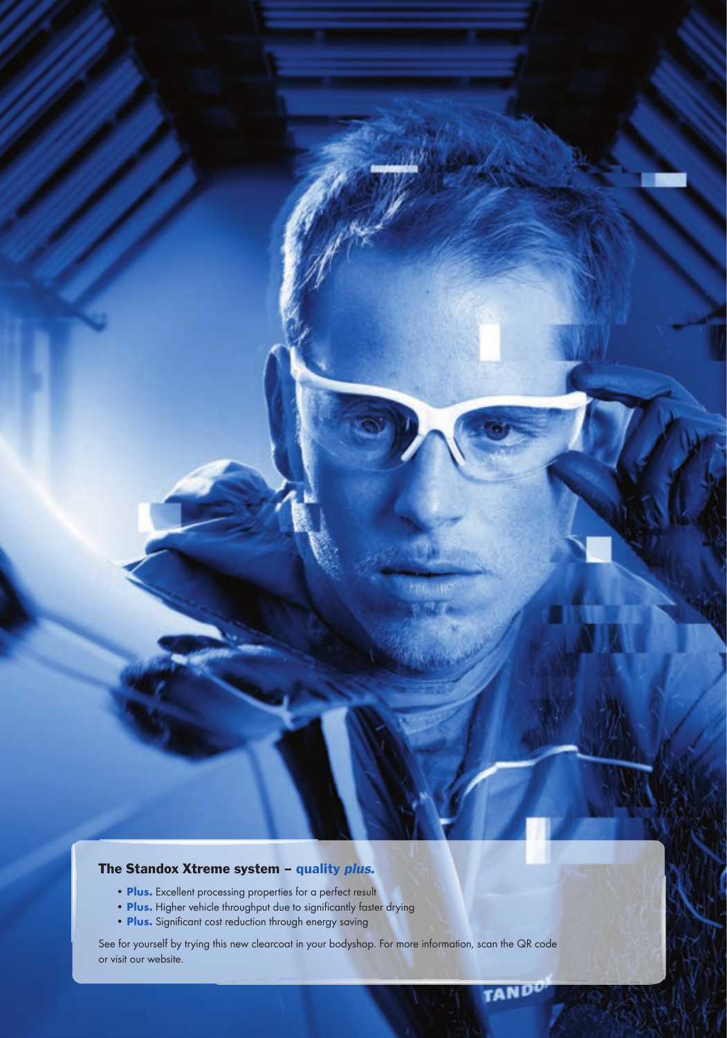## The Standox Xtreme system – quality *plus.*

- **Plus.** Excellent processing properties for a perfect result
- **Plus.** Higher vehicle throughput due to significantly faster drying
- **Plus.** Significant cost reduction through energy saving

See for yourself by trying this new clearcoat in your bodyshop. For more information, scan the QR code or visit our website.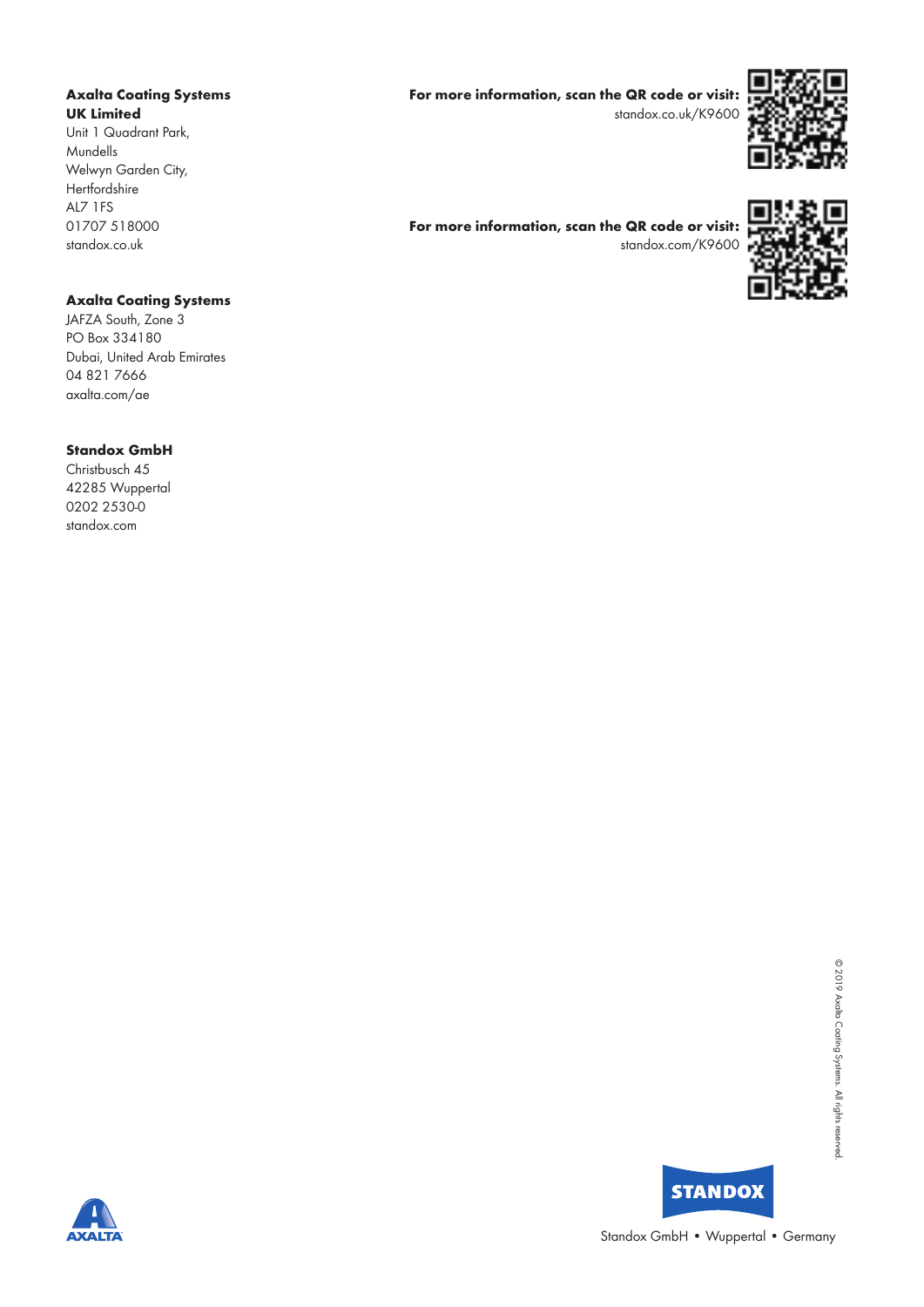**Axalta Coating Systems**
**UK Limited**
Unit 1 Quadrant Park,
Mundells
Welwyn Garden City,
Hertfordshire
AL7 1FS
01707 518000
standox.co.uk

**For more information, scan the QR code or visit:**
standox.co.uk/K9600

**For more information, scan the QR code or visit:**
standox.com/K9600

**Axalta Coating Systems**
JAFZA South, Zone 3
PO Box 334180
Dubai, United Arab Emirates
04 821 7666
axalta.com/ae

**Standox GmbH**
Christbusch 45
42285 Wuppertal
0202 2530-0
standox.com

© 2019 Axalta Coating Systems. All rights reserved.

AXALTA

STANDOX

Standox GmbH • Wuppertal • Germany